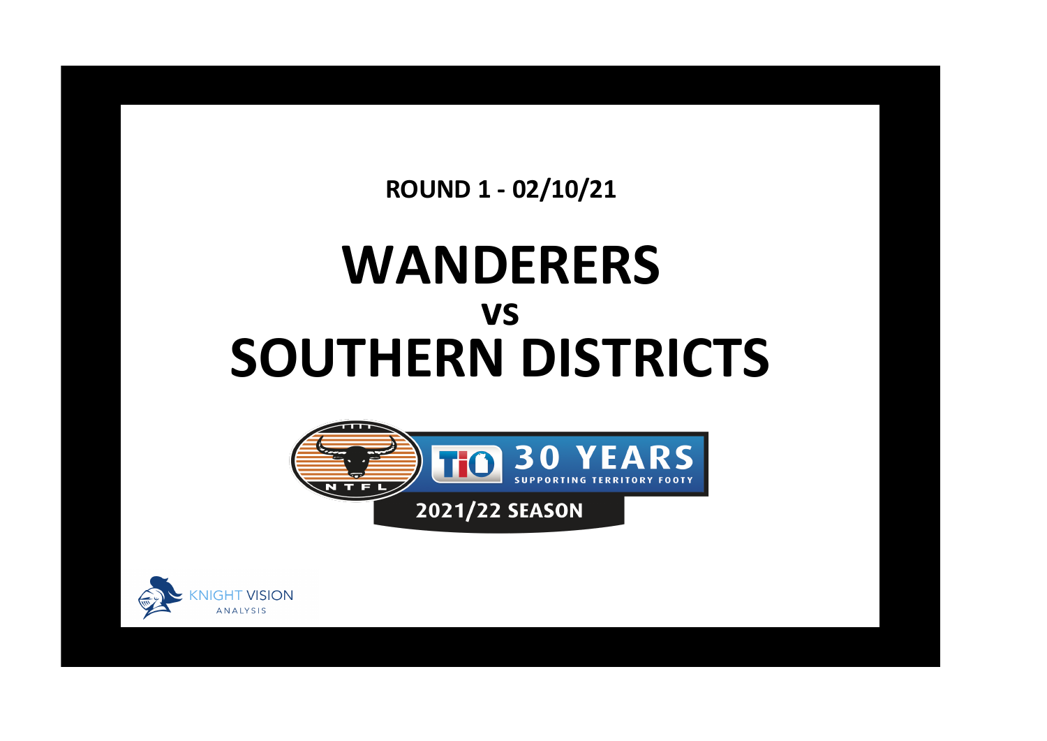**ROUND 1 - 02/10/21**

# WANDERERS
## vs
# SOUTHERN DISTRICTS

NTFL

TIO 30 YEARS SUPPORTING TERRITORY FOOTY

2021/22 SEASON

KNIGHT VISION ANALYSIS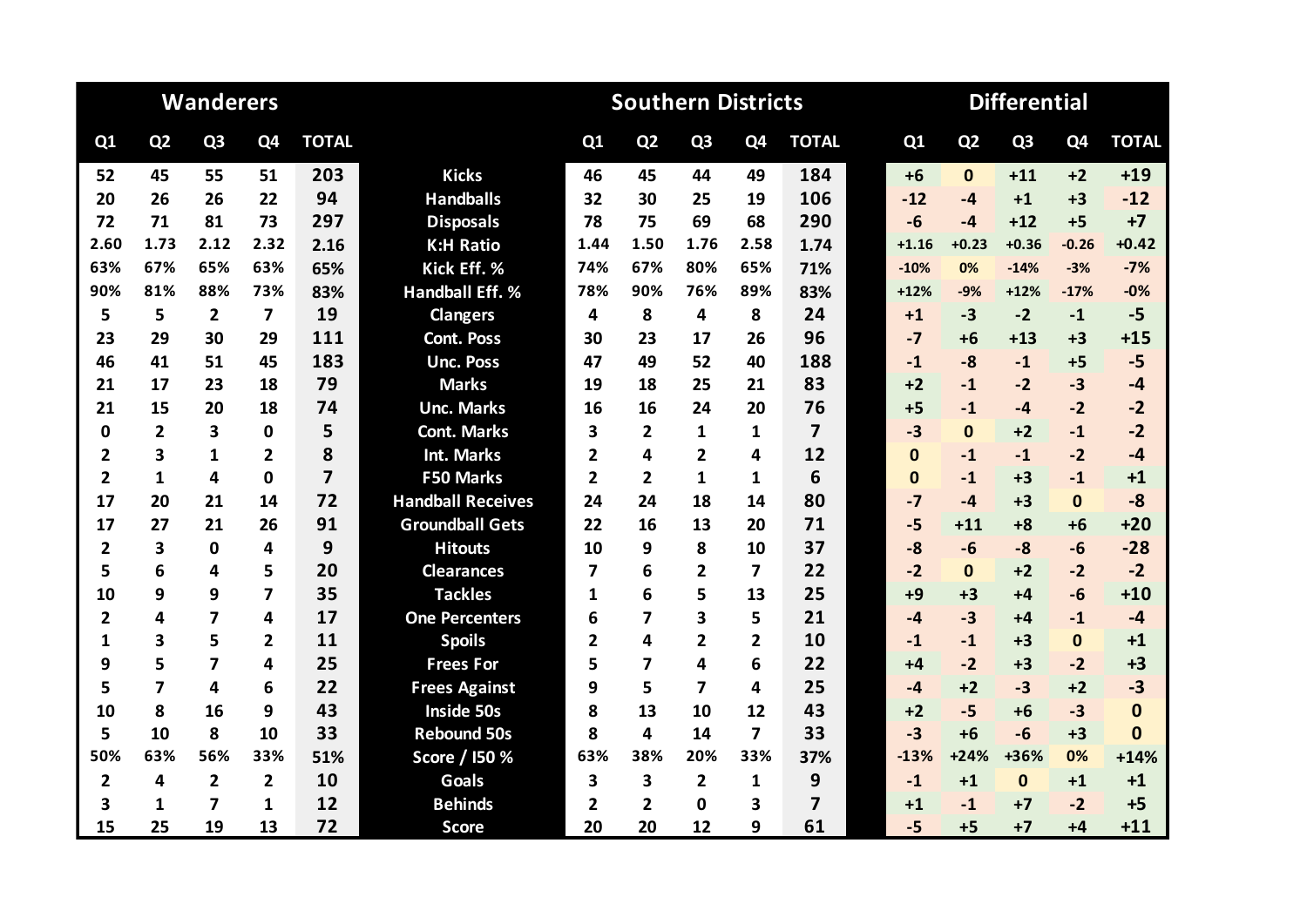| Wanderers | | | | | | Southern Districts | | | | | Differential | | | | |
|---|---|---|---|---|---|---|---|---|---|---|---|---|---|---|---|
| Q1 | Q2 | Q3 | Q4 | TOTAL | | Q1 | Q2 | Q3 | Q4 | TOTAL | Q1 | Q2 | Q3 | Q4 | TOTAL |
| 52 | 45 | 55 | 51 | 203 | Kicks | 46 | 45 | 44 | 49 | 184 | +6 | 0 | +11 | +2 | +19 |
| 20 | 26 | 26 | 22 | 94 | Handballs | 32 | 30 | 25 | 19 | 106 | -12 | -4 | +1 | +3 | -12 |
| 72 | 71 | 81 | 73 | 297 | Disposals | 78 | 75 | 69 | 68 | 290 | -6 | -4 | +12 | +5 | +7 |
| 2.60 | 1.73 | 2.12 | 2.32 | 2.16 | K:H Ratio | 1.44 | 1.50 | 1.76 | 2.58 | 1.74 | +1.16 | +0.23 | +0.36 | -0.26 | +0.42 |
| 63% | 67% | 65% | 63% | 65% | Kick Eff. % | 74% | 67% | 80% | 65% | 71% | -10% | 0% | -14% | -3% | -7% |
| 90% | 81% | 88% | 73% | 83% | Handball Eff. % | 78% | 90% | 76% | 89% | 83% | +12% | -9% | +12% | -17% | -0% |
| 5 | 5 | 2 | 7 | 19 | Clangers | 4 | 8 | 4 | 8 | 24 | +1 | -3 | -2 | -1 | -5 |
| 23 | 29 | 30 | 29 | 111 | Cont. Poss | 30 | 23 | 17 | 26 | 96 | -7 | +6 | +13 | +3 | +15 |
| 46 | 41 | 51 | 45 | 183 | Unc. Poss | 47 | 49 | 52 | 40 | 188 | -1 | -8 | -1 | +5 | -5 |
| 21 | 17 | 23 | 18 | 79 | Marks | 19 | 18 | 25 | 21 | 83 | +2 | -1 | -2 | -3 | -4 |
| 21 | 15 | 20 | 18 | 74 | Unc. Marks | 16 | 16 | 24 | 20 | 76 | +5 | -1 | -4 | -2 | -2 |
| 0 | 2 | 3 | 0 | 5 | Cont. Marks | 3 | 2 | 1 | 1 | 7 | -3 | 0 | +2 | -1 | -2 |
| 2 | 3 | 1 | 2 | 8 | Int. Marks | 2 | 4 | 2 | 4 | 12 | 0 | -1 | -1 | -2 | -4 |
| 2 | 1 | 4 | 0 | 7 | F50 Marks | 2 | 2 | 1 | 1 | 6 | 0 | -1 | +3 | -1 | +1 |
| 17 | 20 | 21 | 14 | 72 | Handball Receives | 24 | 24 | 18 | 14 | 80 | -7 | -4 | +3 | 0 | -8 |
| 17 | 27 | 21 | 26 | 91 | Groundball Gets | 22 | 16 | 13 | 20 | 71 | -5 | +11 | +8 | +6 | +20 |
| 2 | 3 | 0 | 4 | 9 | Hitouts | 10 | 9 | 8 | 10 | 37 | -8 | -6 | -8 | -6 | -28 |
| 5 | 6 | 4 | 5 | 20 | Clearances | 7 | 6 | 2 | 7 | 22 | -2 | 0 | +2 | -2 | -2 |
| 10 | 9 | 9 | 7 | 35 | Tackles | 1 | 6 | 5 | 13 | 25 | +9 | +3 | +4 | -6 | +10 |
| 2 | 4 | 7 | 4 | 17 | One Percenters | 6 | 7 | 3 | 5 | 21 | -4 | -3 | +4 | -1 | -4 |
| 1 | 3 | 5 | 2 | 11 | Spoils | 2 | 4 | 2 | 2 | 10 | -1 | -1 | +3 | 0 | +1 |
| 9 | 5 | 7 | 4 | 25 | Frees For | 5 | 7 | 4 | 6 | 22 | +4 | -2 | +3 | -2 | +3 |
| 5 | 7 | 4 | 6 | 22 | Frees Against | 9 | 5 | 7 | 4 | 25 | -4 | +2 | -3 | +2 | -3 |
| 10 | 8 | 16 | 9 | 43 | Inside 50s | 8 | 13 | 10 | 12 | 43 | +2 | -5 | +6 | -3 | 0 |
| 5 | 10 | 8 | 10 | 33 | Rebound 50s | 8 | 4 | 14 | 7 | 33 | -3 | +6 | -6 | +3 | 0 |
| 50% | 63% | 56% | 33% | 51% | Score / I50 % | 63% | 38% | 20% | 33% | 37% | -13% | +24% | +36% | 0% | +14% |
| 2 | 4 | 2 | 2 | 10 | Goals | 3 | 3 | 2 | 1 | 9 | -1 | +1 | 0 | +1 | +1 |
| 3 | 1 | 7 | 1 | 12 | Behinds | 2 | 2 | 0 | 3 | 7 | +1 | -1 | +7 | -2 | +5 |
| 15 | 25 | 19 | 13 | 72 | Score | 20 | 20 | 12 | 9 | 61 | -5 | +5 | +7 | +4 | +11 |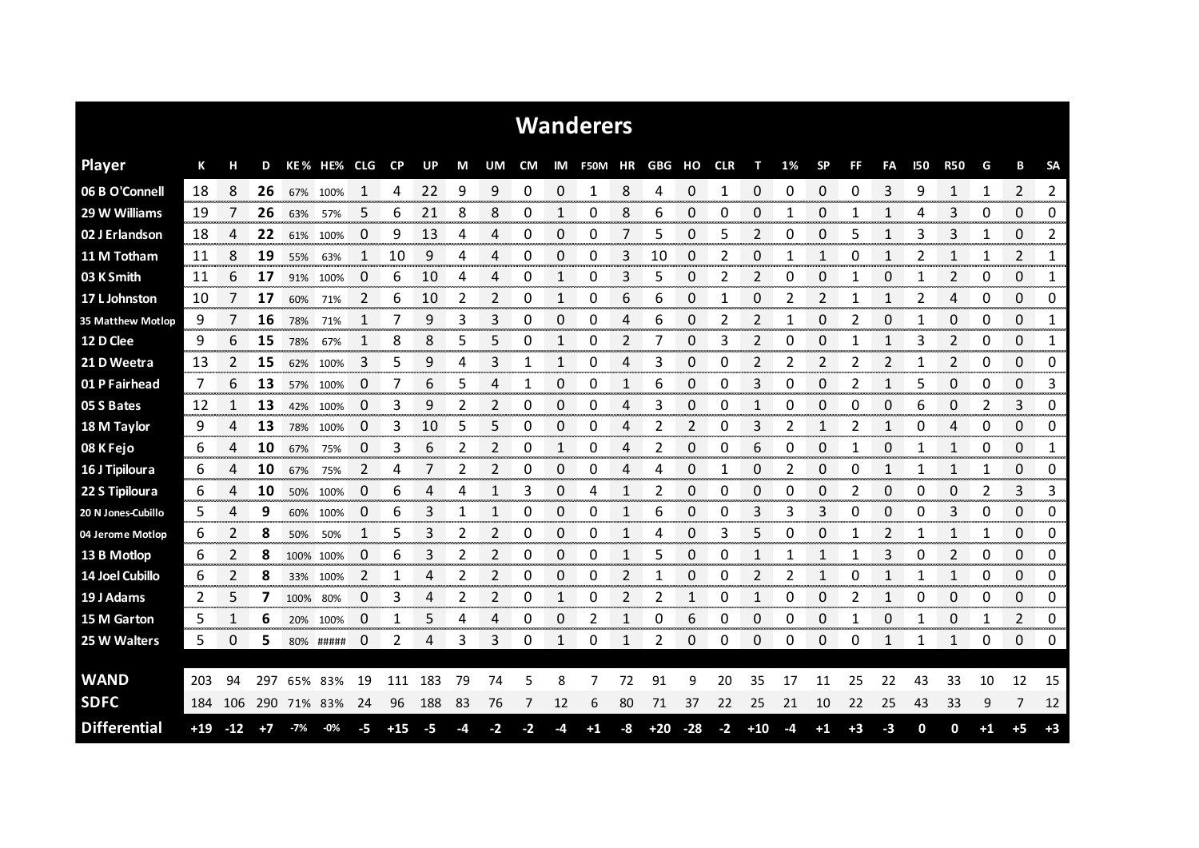# Wanderers

| Player | K | H | D | KE% | HE% | CLG | CP | UP | M | UM | CM | IM | F50M | HR | GBG | HO | CLR | T | 1% | SP | FF | FA | I50 | R50 | G | B | SA |
|---|---|---|---|---|---|---|---|---|---|---|---|---|---|---|---|---|---|---|---|---|---|---|---|---|---|---|---|
| 06 B O'Connell | 18 | 8 | **26** | 67% | 100% | 1 | 4 | 22 | 9 | 9 | 0 | 0 | 1 | 8 | 4 | 0 | 1 | 0 | 0 | 0 | 0 | 3 | 9 | 1 | 1 | 2 | 2 |
| 29 W Williams | 19 | 7 | **26** | 63% | 57% | 5 | 6 | 21 | 8 | 8 | 0 | 1 | 0 | 8 | 6 | 0 | 0 | 0 | 1 | 0 | 1 | 1 | 4 | 3 | 0 | 0 | 0 |
| 02 J Erlandson | 18 | 4 | **22** | 61% | 100% | 0 | 9 | 13 | 4 | 4 | 0 | 0 | 0 | 7 | 5 | 0 | 5 | 2 | 0 | 0 | 5 | 1 | 3 | 3 | 1 | 0 | 2 |
| 11 M Totham | 11 | 8 | **19** | 55% | 63% | 1 | 10 | 9 | 4 | 4 | 0 | 0 | 0 | 3 | 10 | 0 | 2 | 0 | 1 | 1 | 0 | 1 | 2 | 1 | 1 | 2 | 1 |
| 03 K Smith | 11 | 6 | **17** | 91% | 100% | 0 | 6 | 10 | 4 | 4 | 0 | 1 | 0 | 3 | 5 | 0 | 2 | 2 | 0 | 0 | 1 | 0 | 1 | 2 | 0 | 0 | 1 |
| 17 L Johnston | 10 | 7 | **17** | 60% | 71% | 2 | 6 | 10 | 2 | 2 | 0 | 1 | 0 | 6 | 6 | 0 | 1 | 0 | 2 | 2 | 1 | 1 | 2 | 4 | 0 | 0 | 0 |
| 35 Matthew Motlop | 9 | 7 | **16** | 78% | 71% | 1 | 7 | 9 | 3 | 3 | 0 | 0 | 0 | 4 | 6 | 0 | 2 | 2 | 1 | 0 | 2 | 0 | 1 | 0 | 0 | 0 | 1 |
| 12 D Clee | 9 | 6 | **15** | 78% | 67% | 1 | 8 | 8 | 5 | 5 | 0 | 1 | 0 | 2 | 7 | 0 | 3 | 2 | 0 | 0 | 1 | 1 | 3 | 2 | 0 | 0 | 1 |
| 21 D Weetra | 13 | 2 | **15** | 62% | 100% | 3 | 5 | 9 | 4 | 3 | 1 | 1 | 0 | 4 | 3 | 0 | 0 | 2 | 2 | 2 | 2 | 2 | 1 | 2 | 0 | 0 | 0 |
| 01 P Fairhead | 7 | 6 | **13** | 57% | 100% | 0 | 7 | 6 | 5 | 4 | 1 | 0 | 0 | 1 | 6 | 0 | 0 | 3 | 0 | 0 | 2 | 1 | 5 | 0 | 0 | 0 | 3 |
| 05 S Bates | 12 | 1 | **13** | 42% | 100% | 0 | 3 | 9 | 2 | 2 | 0 | 0 | 0 | 4 | 3 | 0 | 0 | 1 | 0 | 0 | 0 | 0 | 6 | 0 | 2 | 3 | 0 |
| 18 M Taylor | 9 | 4 | **13** | 78% | 100% | 0 | 3 | 10 | 5 | 5 | 0 | 0 | 0 | 4 | 2 | 2 | 0 | 3 | 2 | 1 | 2 | 1 | 0 | 4 | 0 | 0 | 0 |
| 08 K Fejo | 6 | 4 | **10** | 67% | 75% | 0 | 3 | 6 | 2 | 2 | 0 | 1 | 0 | 4 | 2 | 0 | 0 | 6 | 0 | 0 | 1 | 0 | 1 | 1 | 0 | 0 | 1 |
| 16 J Tipiloura | 6 | 4 | **10** | 67% | 75% | 2 | 4 | 7 | 2 | 2 | 0 | 0 | 0 | 4 | 4 | 0 | 1 | 0 | 2 | 0 | 0 | 1 | 1 | 1 | 1 | 0 | 0 |
| 22 S Tipiloura | 6 | 4 | **10** | 50% | 100% | 0 | 6 | 4 | 4 | 1 | 3 | 0 | 4 | 1 | 2 | 0 | 0 | 0 | 0 | 0 | 2 | 0 | 0 | 0 | 2 | 3 | 3 |
| 20 N Jones-Cubillo | 5 | 4 | **9** | 60% | 100% | 0 | 6 | 3 | 1 | 1 | 0 | 0 | 0 | 1 | 6 | 0 | 0 | 3 | 3 | 3 | 0 | 0 | 0 | 3 | 0 | 0 | 0 |
| 04 Jerome Motlop | 6 | 2 | **8** | 50% | 50% | 1 | 5 | 3 | 2 | 2 | 0 | 0 | 0 | 1 | 4 | 0 | 3 | 5 | 0 | 0 | 1 | 2 | 1 | 1 | 1 | 0 | 0 |
| 13 B Motlop | 6 | 2 | **8** | 100% | 100% | 0 | 6 | 3 | 2 | 2 | 0 | 0 | 0 | 1 | 5 | 0 | 0 | 1 | 1 | 1 | 1 | 3 | 0 | 2 | 0 | 0 | 0 |
| 14 Joel Cubillo | 6 | 2 | **8** | 33% | 100% | 2 | 1 | 4 | 2 | 2 | 0 | 0 | 0 | 2 | 1 | 0 | 0 | 2 | 2 | 1 | 0 | 1 | 1 | 1 | 0 | 0 | 0 |
| 19 J Adams | 2 | 5 | **7** | 100% | 80% | 0 | 3 | 4 | 2 | 2 | 0 | 1 | 0 | 2 | 2 | 1 | 0 | 1 | 0 | 0 | 2 | 1 | 0 | 0 | 0 | 0 | 0 |
| 15 M Garton | 5 | 1 | **6** | 20% | 100% | 0 | 1 | 5 | 4 | 4 | 0 | 0 | 2 | 1 | 0 | 6 | 0 | 0 | 0 | 0 | 1 | 0 | 1 | 0 | 1 | 2 | 0 |
| 25 W Walters | 5 | 0 | **5** | 80% | ##### | 0 | 2 | 4 | 3 | 3 | 0 | 1 | 0 | 1 | 2 | 0 | 0 | 0 | 0 | 0 | 0 | 1 | 1 | 1 | 0 | 0 | 0 |
| **WAND** | 203 | 94 | 297 | 65% | 83% | 19 | 111 | 183 | 79 | 74 | 5 | 8 | 7 | 72 | 91 | 9 | 20 | 35 | 17 | 11 | 25 | 22 | 43 | 33 | 10 | 12 | 15 |
| **SDFC** | 184 | 106 | 290 | 71% | 83% | 24 | 96 | 188 | 83 | 76 | 7 | 12 | 6 | 80 | 71 | 37 | 22 | 25 | 21 | 10 | 22 | 25 | 43 | 33 | 9 | 7 | 12 |
| **Differential** | +19 | -12 | +7 | -7% | -0% | -5 | +15 | -5 | -4 | -2 | -2 | -4 | +1 | -8 | +20 | -28 | -2 | +10 | -4 | +1 | +3 | -3 | 0 | 0 | +1 | +5 | +3 |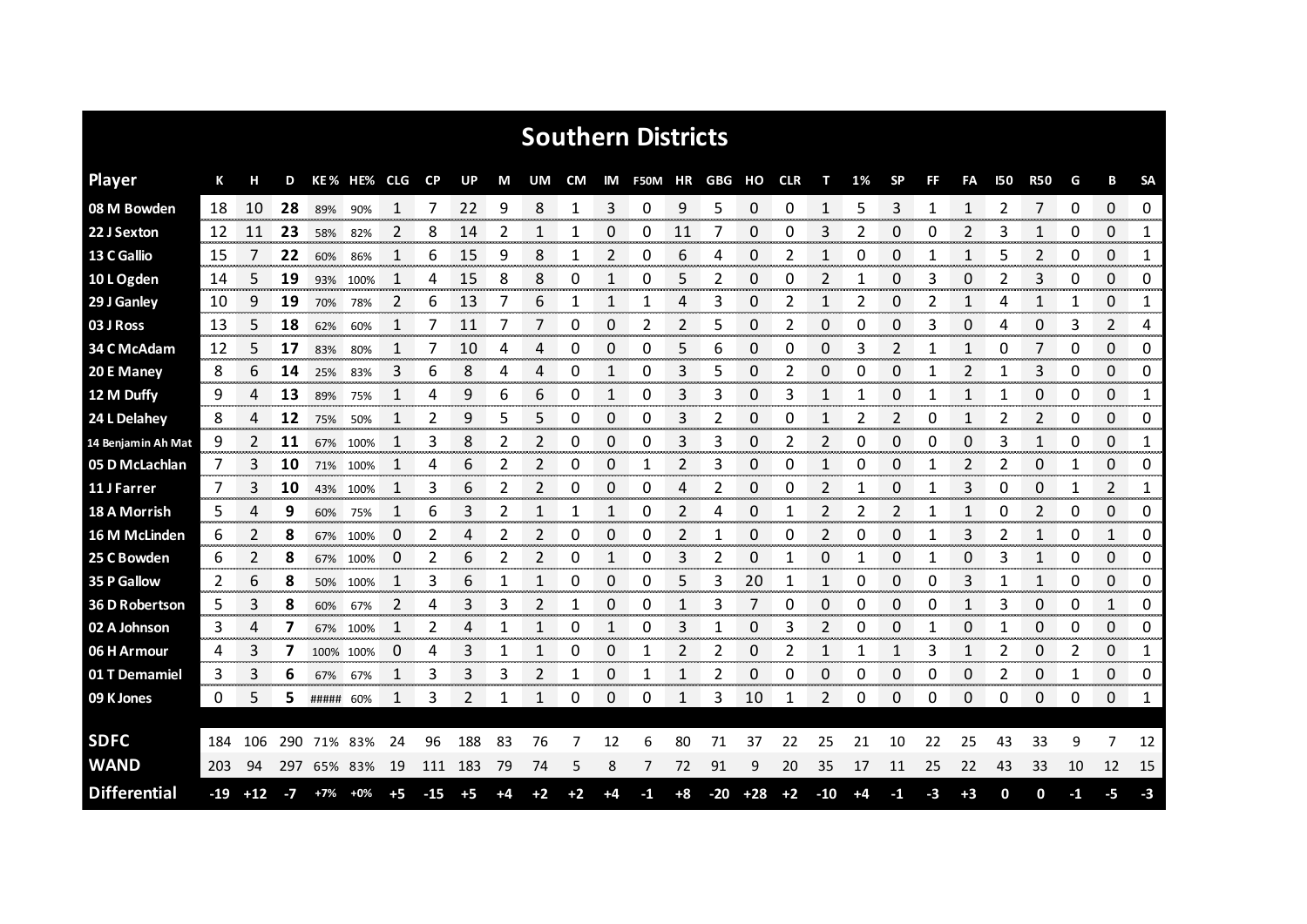## Southern Districts

| Player | K | H | D | KE % | HE% | CLG | CP | UP | M | UM | CM | IM | F50M | HR | GBG | HO | CLR | T | 1% | SP | FF | FA | I50 | R50 | G | B | SA |
|---|---|---|---|---|---|---|---|---|---|---|---|---|---|---|---|---|---|---|---|---|---|---|---|---|---|---|---|
| 08 M Bowden | 18 | 10 | **28** | 89% | 90% | 1 | 7 | 22 | 9 | 8 | 1 | 3 | 0 | 9 | 5 | 0 | 0 | 1 | 5 | 3 | 1 | 1 | 2 | 7 | 0 | 0 | 0 |
| 22 J Sexton | 12 | 11 | **23** | 58% | 82% | 2 | 8 | 14 | 2 | 1 | 1 | 0 | 0 | 11 | 7 | 0 | 0 | 3 | 2 | 0 | 0 | 2 | 3 | 1 | 0 | 0 | 1 |
| 13 C Gallio | 15 | 7 | **22** | 60% | 86% | 1 | 6 | 15 | 9 | 8 | 1 | 2 | 0 | 6 | 4 | 0 | 2 | 1 | 0 | 0 | 1 | 1 | 5 | 2 | 0 | 0 | 1 |
| 10 L Ogden | 14 | 5 | **19** | 93% | 100% | 1 | 4 | 15 | 8 | 8 | 0 | 1 | 0 | 5 | 2 | 0 | 0 | 2 | 1 | 0 | 3 | 0 | 2 | 3 | 0 | 0 | 0 |
| 29 J Ganley | 10 | 9 | **19** | 70% | 78% | 2 | 6 | 13 | 7 | 6 | 1 | 1 | 1 | 4 | 3 | 0 | 2 | 1 | 2 | 0 | 2 | 1 | 4 | 1 | 1 | 0 | 1 |
| 03 J Ross | 13 | 5 | **18** | 62% | 60% | 1 | 7 | 11 | 7 | 7 | 0 | 0 | 2 | 2 | 5 | 0 | 2 | 0 | 0 | 0 | 3 | 0 | 4 | 0 | 3 | 2 | 4 |
| 34 C McAdam | 12 | 5 | **17** | 83% | 80% | 1 | 7 | 10 | 4 | 4 | 0 | 0 | 0 | 5 | 6 | 0 | 0 | 0 | 3 | 2 | 1 | 1 | 0 | 7 | 0 | 0 | 0 |
| 20 E Maney | 8 | 6 | **14** | 25% | 83% | 3 | 6 | 8 | 4 | 4 | 0 | 1 | 0 | 3 | 5 | 0 | 2 | 0 | 0 | 0 | 1 | 2 | 1 | 3 | 0 | 0 | 0 |
| 12 M Duffy | 9 | 4 | **13** | 89% | 75% | 1 | 4 | 9 | 6 | 6 | 0 | 1 | 0 | 3 | 3 | 0 | 3 | 1 | 1 | 0 | 1 | 1 | 1 | 0 | 0 | 0 | 1 |
| 24 L Delahey | 8 | 4 | **12** | 75% | 50% | 1 | 2 | 9 | 5 | 5 | 0 | 0 | 0 | 3 | 2 | 0 | 0 | 1 | 2 | 2 | 0 | 1 | 2 | 2 | 0 | 0 | 0 |
| 14 Benjamin Ah Mat | 9 | 2 | **11** | 67% | 100% | 1 | 3 | 8 | 2 | 2 | 0 | 0 | 0 | 3 | 3 | 0 | 2 | 2 | 0 | 0 | 0 | 0 | 3 | 1 | 0 | 0 | 1 |
| 05 D McLachlan | 7 | 3 | **10** | 71% | 100% | 1 | 4 | 6 | 2 | 2 | 0 | 0 | 1 | 2 | 3 | 0 | 0 | 1 | 0 | 0 | 1 | 2 | 2 | 0 | 1 | 0 | 0 |
| 11 J Farrer | 7 | 3 | **10** | 43% | 100% | 1 | 3 | 6 | 2 | 2 | 0 | 0 | 0 | 4 | 2 | 0 | 0 | 2 | 1 | 0 | 1 | 3 | 0 | 0 | 1 | 2 | 1 |
| 18 A Morrish | 5 | 4 | **9** | 60% | 75% | 1 | 6 | 3 | 2 | 1 | 1 | 1 | 0 | 2 | 4 | 0 | 1 | 2 | 2 | 2 | 1 | 1 | 0 | 2 | 0 | 0 | 0 |
| 16 M McLinden | 6 | 2 | **8** | 67% | 100% | 0 | 2 | 4 | 2 | 2 | 0 | 0 | 0 | 2 | 1 | 0 | 0 | 2 | 0 | 0 | 1 | 3 | 2 | 1 | 0 | 1 | 0 |
| 25 C Bowden | 6 | 2 | **8** | 67% | 100% | 0 | 2 | 6 | 2 | 2 | 0 | 1 | 0 | 3 | 2 | 0 | 1 | 0 | 1 | 0 | 1 | 0 | 3 | 1 | 0 | 0 | 0 |
| 35 P Gallow | 2 | 6 | **8** | 50% | 100% | 1 | 3 | 6 | 1 | 1 | 0 | 0 | 0 | 5 | 3 | 20 | 1 | 1 | 0 | 0 | 0 | 3 | 1 | 1 | 0 | 0 | 0 |
| 36 D Robertson | 5 | 3 | **8** | 60% | 67% | 2 | 4 | 3 | 3 | 2 | 1 | 0 | 0 | 1 | 3 | 7 | 0 | 0 | 0 | 0 | 0 | 1 | 3 | 0 | 0 | 1 | 0 |
| 02 A Johnson | 3 | 4 | **7** | 67% | 100% | 1 | 2 | 4 | 1 | 1 | 0 | 1 | 0 | 3 | 1 | 0 | 3 | 2 | 0 | 0 | 1 | 0 | 1 | 0 | 0 | 0 | 0 |
| 06 H Armour | 4 | 3 | **7** | 100% | 100% | 0 | 4 | 3 | 1 | 1 | 0 | 0 | 1 | 2 | 2 | 0 | 2 | 1 | 1 | 1 | 3 | 1 | 2 | 0 | 2 | 0 | 1 |
| 01 T Demamiel | 3 | 3 | **6** | 67% | 67% | 1 | 3 | 3 | 3 | 2 | 1 | 0 | 1 | 1 | 2 | 0 | 0 | 0 | 0 | 0 | 0 | 0 | 2 | 0 | 1 | 0 | 0 |
| 09 K Jones | 0 | 5 | **5** | ##### | 60% | 1 | 3 | 2 | 1 | 1 | 0 | 0 | 0 | 1 | 3 | 10 | 1 | 2 | 0 | 0 | 0 | 0 | 0 | 0 | 0 | 0 | 1 |
| **SDFC** | 184 | 106 | 290 | 71% | 83% | 24 | 96 | 188 | 83 | 76 | 7 | 12 | 6 | 80 | 71 | 37 | 22 | 25 | 21 | 10 | 22 | 25 | 43 | 33 | 9 | 7 | 12 |
| **WAND** | 203 | 94 | 297 | 65% | 83% | 19 | 111 | 183 | 79 | 74 | 5 | 8 | 7 | 72 | 91 | 9 | 20 | 35 | 17 | 11 | 25 | 22 | 43 | 33 | 10 | 12 | 15 |
| **Differential** | -19 | +12 | -7 | +7% | +0% | +5 | -15 | +5 | +4 | +2 | +2 | +4 | -1 | +8 | -20 | +28 | +2 | -10 | +4 | -1 | -3 | +3 | 0 | 0 | -1 | -5 | -3 |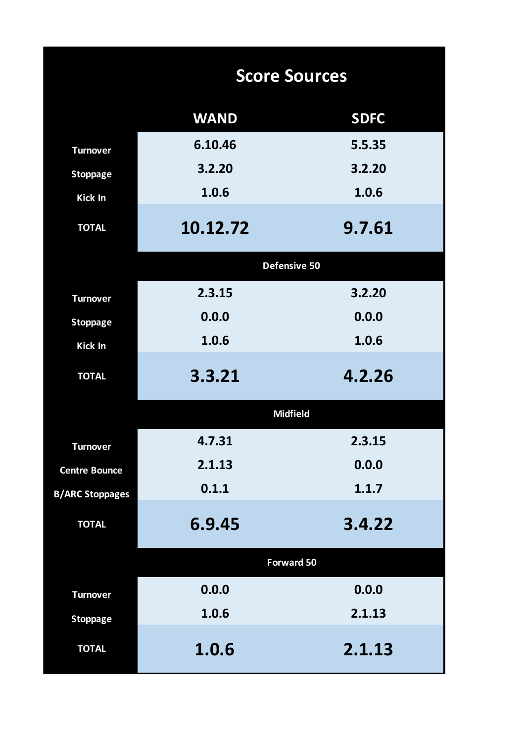# Score Sources

| | WAND | SDFC |
|---|---|---|
| Turnover | 6.10.46 | 5.5.35 |
| Stoppage | 3.2.20 | 3.2.20 |
| Kick In | 1.0.6 | 1.0.6 |
| **TOTAL** | **10.12.72** | **9.7.61** |
| **Defensive 50** | | |
| Turnover | 2.3.15 | 3.2.20 |
| Stoppage | 0.0.0 | 0.0.0 |
| Kick In | 1.0.6 | 1.0.6 |
| **TOTAL** | **3.3.21** | **4.2.26** |
| **Midfield** | | |
| Turnover | 4.7.31 | 2.3.15 |
| Centre Bounce | 2.1.13 | 0.0.0 |
| B/ARC Stoppages | 0.1.1 | 1.1.7 |
| **TOTAL** | **6.9.45** | **3.4.22** |
| **Forward 50** | | |
| Turnover | 0.0.0 | 0.0.0 |
| Stoppage | 1.0.6 | 2.1.13 |
| **TOTAL** | **1.0.6** | **2.1.13** |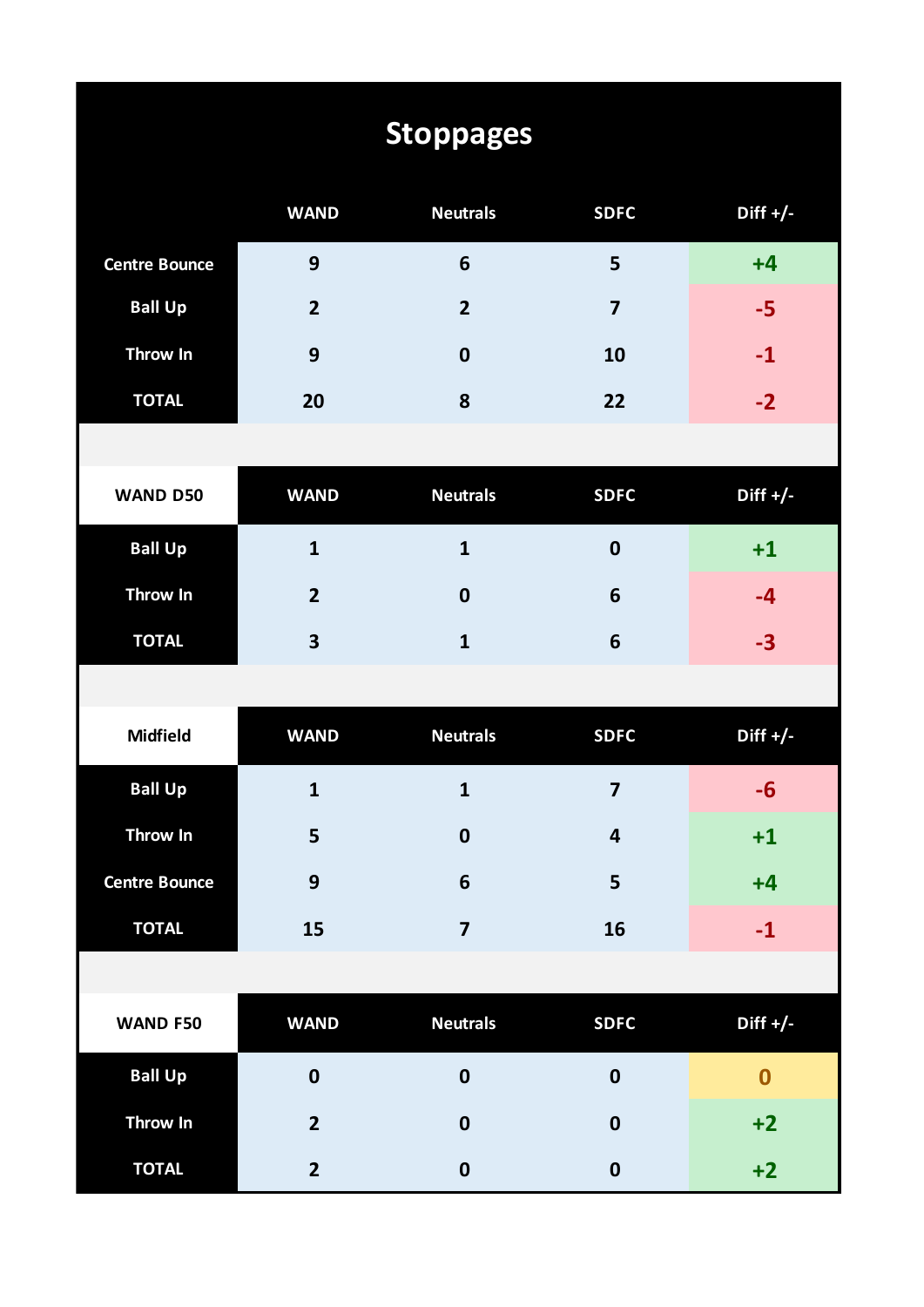# Stoppages

| | WAND | Neutrals | SDFC | Diff +/- |
|---|---|---|---|---|
| Centre Bounce | 9 | 6 | 5 | +4 |
| Ball Up | 2 | 2 | 7 | -5 |
| Throw In | 9 | 0 | 10 | -1 |
| TOTAL | 20 | 8 | 22 | -2 |

| WAND D50 | WAND | Neutrals | SDFC | Diff +/- |
|---|---|---|---|---|
| Ball Up | 1 | 1 | 0 | +1 |
| Throw In | 2 | 0 | 6 | -4 |
| TOTAL | 3 | 1 | 6 | -3 |

| Midfield | WAND | Neutrals | SDFC | Diff +/- |
|---|---|---|---|---|
| Ball Up | 1 | 1 | 7 | -6 |
| Throw In | 5 | 0 | 4 | +1 |
| Centre Bounce | 9 | 6 | 5 | +4 |
| TOTAL | 15 | 7 | 16 | -1 |

| WAND F50 | WAND | Neutrals | SDFC | Diff +/- |
|---|---|---|---|---|
| Ball Up | 0 | 0 | 0 | 0 |
| Throw In | 2 | 0 | 0 | +2 |
| TOTAL | 2 | 0 | 0 | +2 |